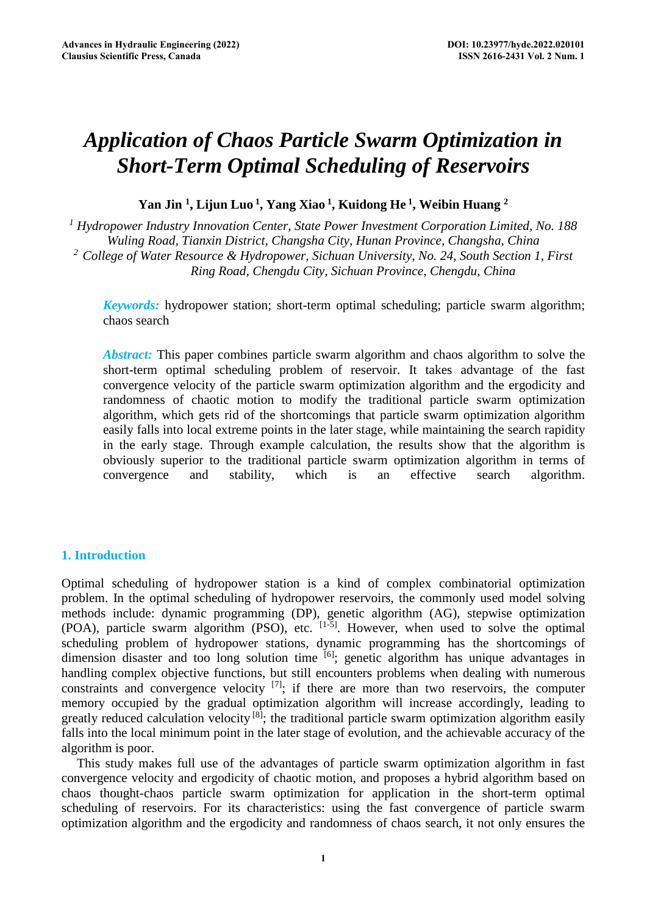# Application of Chaos Particle Swarm Optimization in Short-Term Optimal Scheduling of Reservoirs

**Yan Jin [1], Lijun Luo [1], Yang Xiao [1], Kuidong He [1], Weibin Huang [2]**

*[1] Hydropower Industry Innovation Center, State Power Investment Corporation Limited, No. 188 Wuling Road, Tianxin District, Changsha City, Hunan Province, Changsha, China*
*[2] College of Water Resource & Hydropower, Sichuan University, No. 24, South Section 1, First Ring Road, Chengdu City, Sichuan Province, Chengdu, China*

***Keywords:*** hydropower station; short-term optimal scheduling; particle swarm algorithm; chaos search

***Abstract:*** This paper combines particle swarm algorithm and chaos algorithm to solve the short-term optimal scheduling problem of reservoir. It takes advantage of the fast convergence velocity of the particle swarm optimization algorithm and the ergodicity and randomness of chaotic motion to modify the traditional particle swarm optimization algorithm, which gets rid of the shortcomings that particle swarm optimization algorithm easily falls into local extreme points in the later stage, while maintaining the search rapidity in the early stage. Through example calculation, the results show that the algorithm is obviously superior to the traditional particle swarm optimization algorithm in terms of convergence and stability, which is an effective search algorithm.

## 1. Introduction

Optimal scheduling of hydropower station is a kind of complex combinatorial optimization problem. In the optimal scheduling of hydropower reservoirs, the commonly used model solving methods include: dynamic programming (DP), genetic algorithm (AG), stepwise optimization (POA), particle swarm algorithm (PSO), etc. [1-5]. However, when used to solve the optimal scheduling problem of hydropower stations, dynamic programming has the shortcomings of dimension disaster and too long solution time [6]; genetic algorithm has unique advantages in handling complex objective functions, but still encounters problems when dealing with numerous constraints and convergence velocity [7]; if there are more than two reservoirs, the computer memory occupied by the gradual optimization algorithm will increase accordingly, leading to greatly reduced calculation velocity [8]; the traditional particle swarm optimization algorithm easily falls into the local minimum point in the later stage of evolution, and the achievable accuracy of the algorithm is poor.

This study makes full use of the advantages of particle swarm optimization algorithm in fast convergence velocity and ergodicity of chaotic motion, and proposes a hybrid algorithm based on chaos thought-chaos particle swarm optimization for application in the short-term optimal scheduling of reservoirs. For its characteristics: using the fast convergence of particle swarm optimization algorithm and the ergodicity and randomness of chaos search, it not only ensures the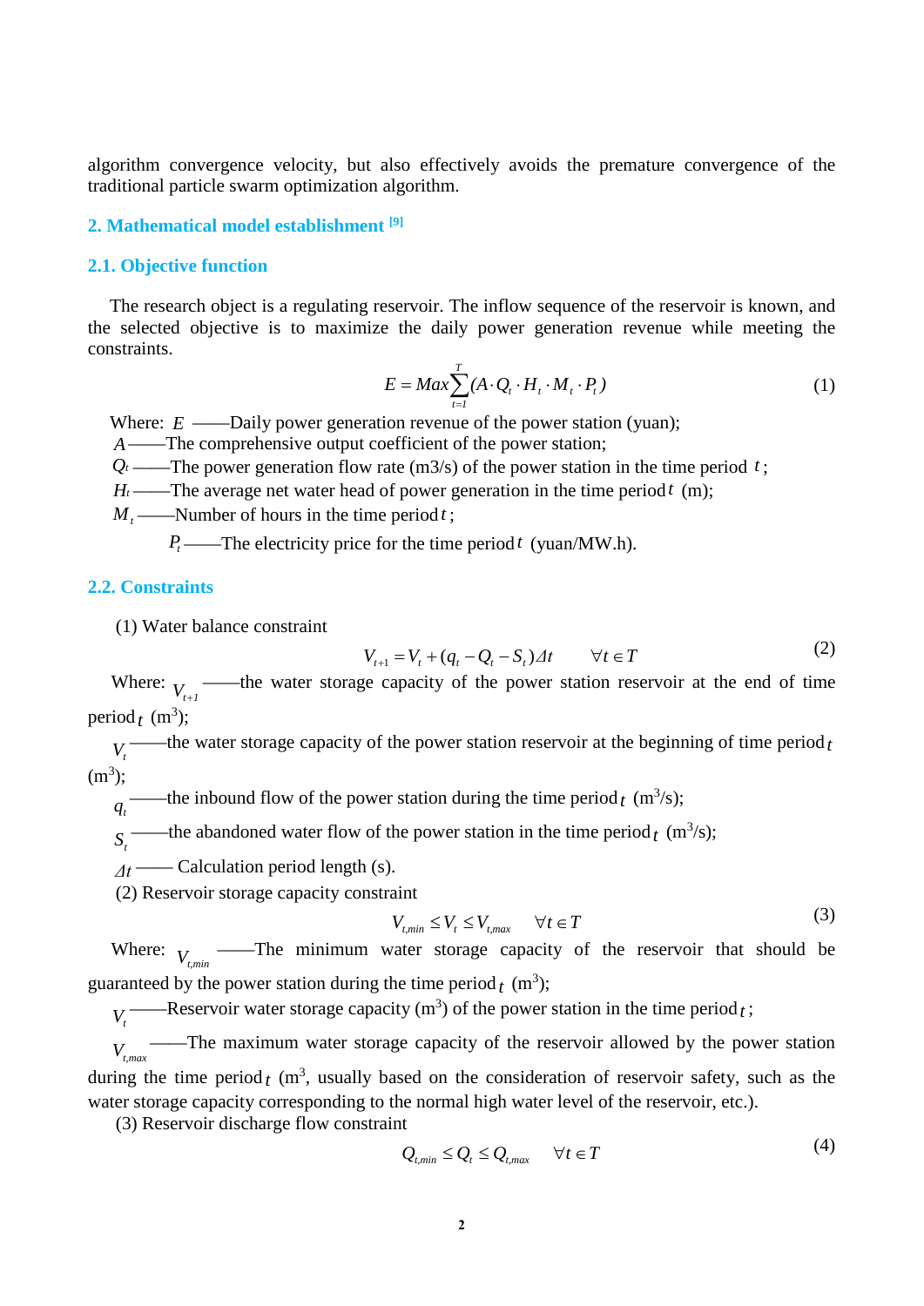algorithm convergence velocity, but also effectively avoids the premature convergence of the traditional particle swarm optimization algorithm.

## 2. Mathematical model establishment [9]

### 2.1. Objective function

The research object is a regulating reservoir. The inflow sequence of the reservoir is known, and the selected objective is to maximize the daily power generation revenue while meeting the constraints.

$$E = Max\sum_{t=1}^{T}(A \cdot Q_t \cdot H_t \cdot M_t \cdot P_t) \tag{1}$$

Where: $E$ ——Daily power generation revenue of the power station (yuan);

$A$——The comprehensive output coefficient of the power station;

$Q_t$ ——The power generation flow rate (m3/s) of the power station in the time period $t$;

$H_t$——The average net water head of power generation in the time period $t$ (m);

$M_t$——Number of hours in the time period $t$;

$P_t$——The electricity price for the time period $t$ (yuan/MW.h).

### 2.2. Constraints

(1) Water balance constraint

$$V_{t+1} = V_t + (q_t - Q_t - S_t)\Delta t \qquad \forall t \in T \tag{2}$$

Where: $V_{t+1}$ ——the water storage capacity of the power station reservoir at the end of time period $t$ ($m^3$);

$V_t$ ——the water storage capacity of the power station reservoir at the beginning of time period $t$ ($m^3$);

$q_t$ ——the inbound flow of the power station during the time period $t$ ($m^3/s$);

$S_t$ ——the abandoned water flow of the power station in the time period $t$ ($m^3/s$);

$\Delta t$ —— Calculation period length (s).

(2) Reservoir storage capacity constraint

$$V_{t,min} \le V_t \le V_{t,max} \qquad \forall t \in T \tag{3}$$

Where: $V_{t,min}$ ——The minimum water storage capacity of the reservoir that should be guaranteed by the power station during the time period $t$ ($m^3$);

$V_t$ ——Reservoir water storage capacity ($m^3$) of the power station in the time period $t$;

$V_{t,max}$ ——The maximum water storage capacity of the reservoir allowed by the power station during the time period $t$ ($m^3$, usually based on the consideration of reservoir safety, such as the water storage capacity corresponding to the normal high water level of the reservoir, etc.).

(3) Reservoir discharge flow constraint

$$Q_{t,min} \le Q_t \le Q_{t,max} \qquad \forall t \in T \tag{4}$$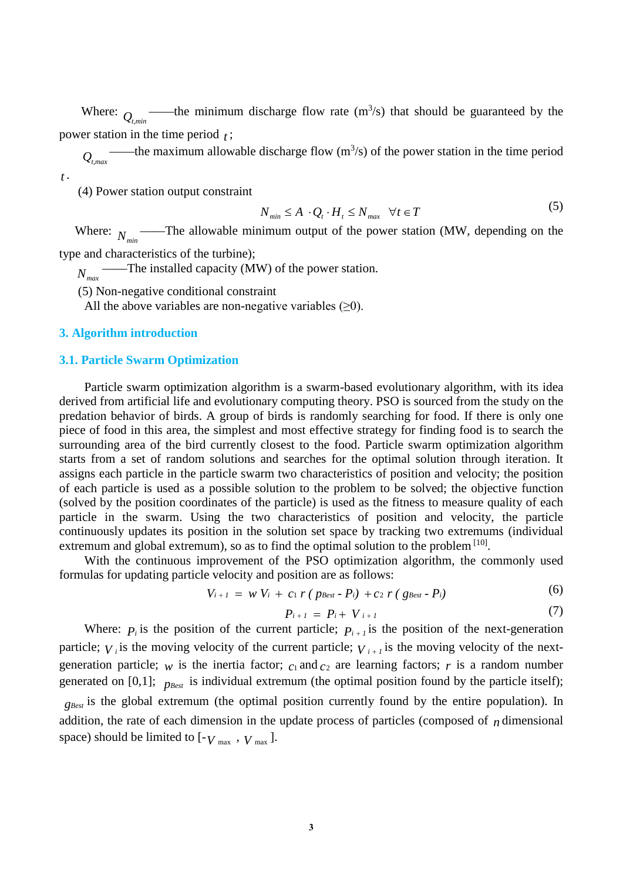Where: $Q_{t,min}$ ——the minimum discharge flow rate ($m^3/s$) that should be guaranteed by the power station in the time period $t$;

$Q_{t,max}$ ——the maximum allowable discharge flow ($m^3/s$) of the power station in the time period $t$.

(4) Power station output constraint

$$N_{min} \le A \cdot Q_t \cdot H_t \le N_{max} \quad \forall t \in T \tag{5}$$

Where: $N_{min}$ ——The allowable minimum output of the power station (MW, depending on the type and characteristics of the turbine);

$N_{max}$ ——The installed capacity (MW) of the power station.

(5) Non-negative conditional constraint

All the above variables are non-negative variables (≥0).

## 3. Algorithm introduction

### 3.1. Particle Swarm Optimization

Particle swarm optimization algorithm is a swarm-based evolutionary algorithm, with its idea derived from artificial life and evolutionary computing theory. PSO is sourced from the study on the predation behavior of birds. A group of birds is randomly searching for food. If there is only one piece of food in this area, the simplest and most effective strategy for finding food is to search the surrounding area of the bird currently closest to the food. Particle swarm optimization algorithm starts from a set of random solutions and searches for the optimal solution through iteration. It assigns each particle in the particle swarm two characteristics of position and velocity; the position of each particle is used as a possible solution to the problem to be solved; the objective function (solved by the position coordinates of the particle) is used as the fitness to measure quality of each particle in the swarm. Using the two characteristics of position and velocity, the particle continuously updates its position in the solution set space by tracking two extremums (individual extremum and global extremum), so as to find the optimal solution to the problem [10].

With the continuous improvement of the PSO optimization algorithm, the commonly used formulas for updating particle velocity and position are as follows:

$$V_{i+1} = w V_i + c_1 r ( p_{Best} - P_i ) + c_2 r ( g_{Best} - P_i ) \tag{6}$$

$$P_{i+1} = P_i + V_{i+1} \tag{7}$$

Where: $P_i$ is the position of the current particle; $P_{i+1}$ is the position of the next-generation particle; $V_i$ is the moving velocity of the current particle; $V_{i+1}$ is the moving velocity of the next-generation particle; $w$ is the inertia factor; $c_1$ and $c_2$ are learning factors; $r$ is a random number generated on [0,1]; $p_{Best}$ is individual extremum (the optimal position found by the particle itself); $g_{Best}$ is the global extremum (the optimal position currently found by the entire population). In addition, the rate of each dimension in the update process of particles (composed of $n$ dimensional space) should be limited to $[-V_{max}, V_{max}]$.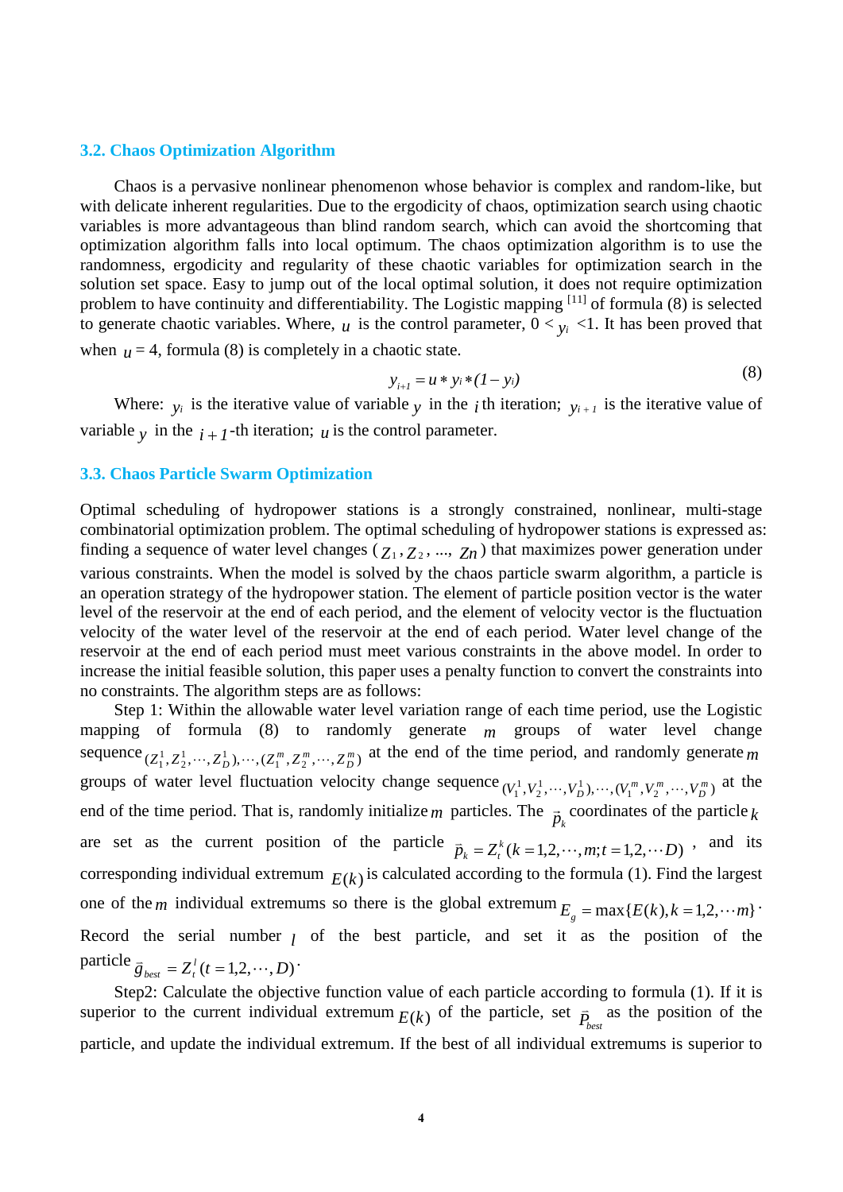### 3.2. Chaos Optimization Algorithm

Chaos is a pervasive nonlinear phenomenon whose behavior is complex and random-like, but with delicate inherent regularities. Due to the ergodicity of chaos, optimization search using chaotic variables is more advantageous than blind random search, which can avoid the shortcoming that optimization algorithm falls into local optimum. The chaos optimization algorithm is to use the randomness, ergodicity and regularity of these chaotic variables for optimization search in the solution set space. Easy to jump out of the local optimal solution, it does not require optimization problem to have continuity and differentiability. The Logistic mapping [11] of formula (8) is selected to generate chaotic variables. Where, $u$ is the control parameter, $0 < y_i < 1$. It has been proved that when $u = 4$, formula (8) is completely in a chaotic state.

$$y_{i+1} = u * y_i * (1 - y_i) \tag{8}$$

Where: $y_i$ is the iterative value of variable $y$ in the $i$ th iteration; $y_{i+1}$ is the iterative value of variable $y$ in the $i+1$-th iteration; $u$ is the control parameter.

### 3.3. Chaos Particle Swarm Optimization

Optimal scheduling of hydropower stations is a strongly constrained, nonlinear, multi-stage combinatorial optimization problem. The optimal scheduling of hydropower stations is expressed as: finding a sequence of water level changes ($Z_1, Z_2, ..., Zn$) that maximizes power generation under various constraints. When the model is solved by the chaos particle swarm algorithm, a particle is an operation strategy of the hydropower station. The element of particle position vector is the water level of the reservoir at the end of each period, and the element of velocity vector is the fluctuation velocity of the water level of the reservoir at the end of each period. Water level change of the reservoir at the end of each period must meet various constraints in the above model. In order to increase the initial feasible solution, this paper uses a penalty function to convert the constraints into no constraints. The algorithm steps are as follows:

Step 1: Within the allowable water level variation range of each time period, use the Logistic mapping of formula (8) to randomly generate $m$ groups of water level change sequence $(Z_1^1, Z_2^1, \cdots, Z_D^1), \cdots, (Z_1^m, Z_2^m, \cdots, Z_D^m)$ at the end of the time period, and randomly generate $m$ groups of water level fluctuation velocity change sequence $(V_1^1, V_2^1, \cdots, V_D^1), \cdots, (V_1^m, V_2^m, \cdots, V_D^m)$ at the end of the time period. That is, randomly initialize $m$ particles. The $\vec{p}_k$ coordinates of the particle $k$ are set as the current position of the particle $\vec{p}_k = Z_t^k (k = 1, 2, \cdots, m; t = 1, 2, \cdots D)$, and its corresponding individual extremum $E(k)$ is calculated according to the formula (1). Find the largest one of the $m$ individual extremums so there is the global extremum $E_g = \max\{E(k), k = 1, 2, \cdots m\}$. Record the serial number $l$ of the best particle, and set it as the position of the particle $\vec{g}_{best} = Z_t^l (t = 1, 2, \cdots, D)$.

Step2: Calculate the objective function value of each particle according to formula (1). If it is superior to the current individual extremum $E(k)$ of the particle, set $\vec{P}_{best}$ as the position of the particle, and update the individual extremum. If the best of all individual extremums is superior to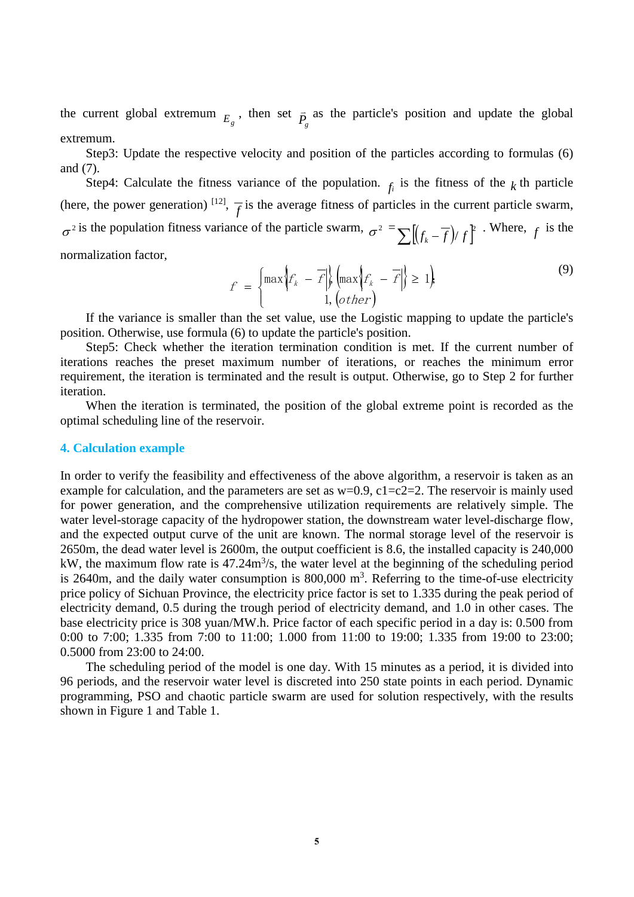the current global extremum $E_g$, then set $\vec{P}_g$ as the particle's position and update the global extremum.

Step3: Update the respective velocity and position of the particles according to formulas (6) and (7).

Step4: Calculate the fitness variance of the population. $f_i$ is the fitness of the $k$ th particle (here, the power generation) [12], $\overline{f}$ is the average fitness of particles in the current particle swarm, $\sigma^2$ is the population fitness variance of the particle swarm, $\sigma^2 = \sum\left[\left(f_k - \overline{f}\right)/ f\right]^2$ . Where, $f$ is the normalization factor,

$$f = \begin{cases} \max\left\{\left|f_k - \overline{f}\right|\right\}, \left(\max\left\{\left|f_k - \overline{f}\right|\right\} \geq 1\right) \\ 1, (other) \end{cases} \tag{9}$$

If the variance is smaller than the set value, use the Logistic mapping to update the particle's position. Otherwise, use formula (6) to update the particle's position.

Step5: Check whether the iteration termination condition is met. If the current number of iterations reaches the preset maximum number of iterations, or reaches the minimum error requirement, the iteration is terminated and the result is output. Otherwise, go to Step 2 for further iteration.

When the iteration is terminated, the position of the global extreme point is recorded as the optimal scheduling line of the reservoir.

## 4. Calculation example

In order to verify the feasibility and effectiveness of the above algorithm, a reservoir is taken as an example for calculation, and the parameters are set as w=0.9, c1=c2=2. The reservoir is mainly used for power generation, and the comprehensive utilization requirements are relatively simple. The water level-storage capacity of the hydropower station, the downstream water level-discharge flow, and the expected output curve of the unit are known. The normal storage level of the reservoir is 2650m, the dead water level is 2600m, the output coefficient is 8.6, the installed capacity is 240,000 kW, the maximum flow rate is 47.24m$^3$/s, the water level at the beginning of the scheduling period is 2640m, and the daily water consumption is 800,000 m$^3$. Referring to the time-of-use electricity price policy of Sichuan Province, the electricity price factor is set to 1.335 during the peak period of electricity demand, 0.5 during the trough period of electricity demand, and 1.0 in other cases. The base electricity price is 308 yuan/MW.h. Price factor of each specific period in a day is: 0.500 from 0:00 to 7:00; 1.335 from 7:00 to 11:00; 1.000 from 11:00 to 19:00; 1.335 from 19:00 to 23:00; 0.5000 from 23:00 to 24:00.

The scheduling period of the model is one day. With 15 minutes as a period, it is divided into 96 periods, and the reservoir water level is discreted into 250 state points in each period. Dynamic programming, PSO and chaotic particle swarm are used for solution respectively, with the results shown in Figure 1 and Table 1.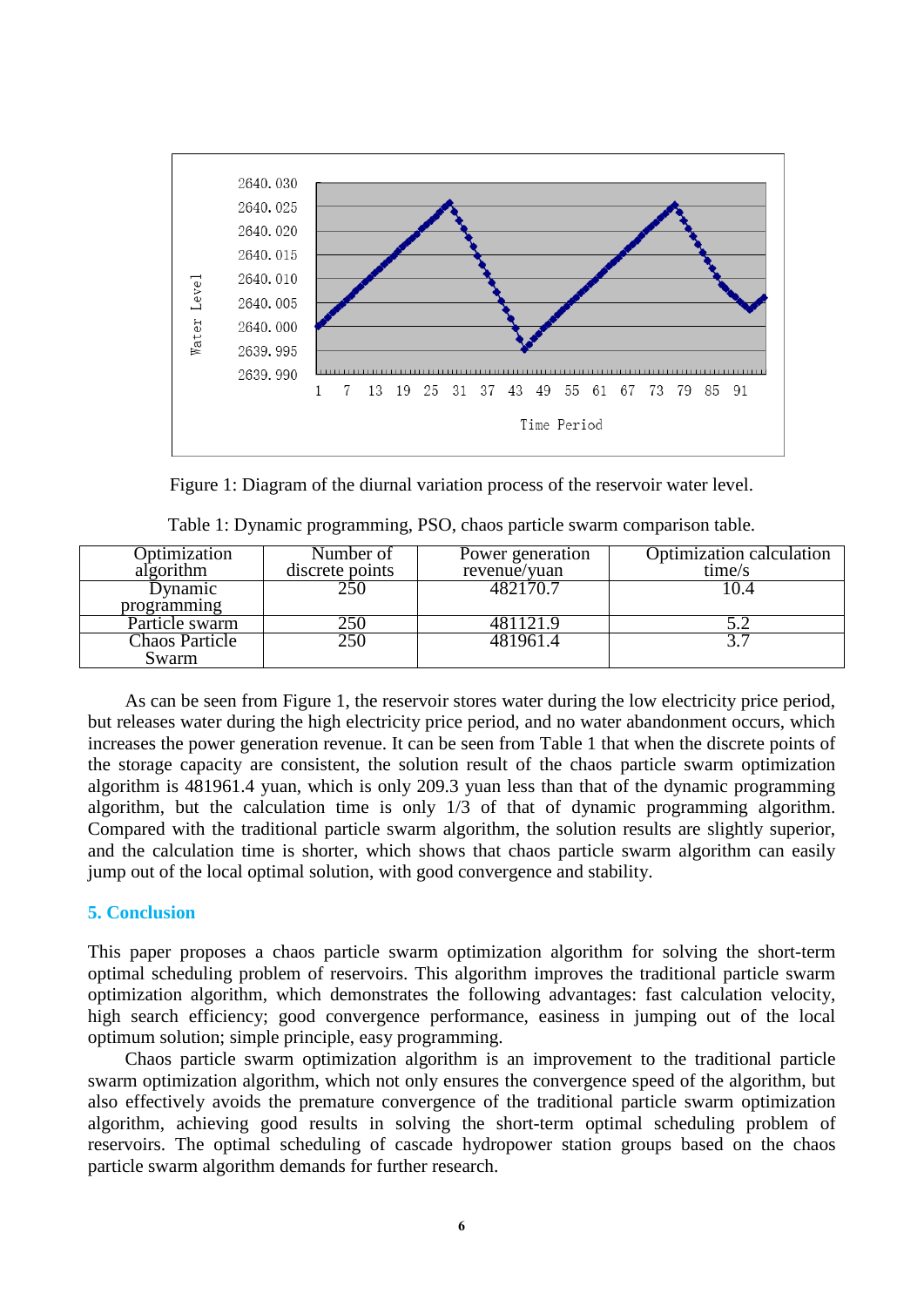Figure 1: Diagram of the diurnal variation process of the reservoir water level.

Table 1: Dynamic programming, PSO, chaos particle swarm comparison table.

| Optimization algorithm | Number of discrete points | Power generation revenue/yuan | Optimization calculation time/s |
|---|---|---|---|
| Dynamic programming | 250 | 482170.7 | 10.4 |
| Particle swarm | 250 | 481121.9 | 5.2 |
| Chaos Particle Swarm | 250 | 481961.4 | 3.7 |

As can be seen from Figure 1, the reservoir stores water during the low electricity price period, but releases water during the high electricity price period, and no water abandonment occurs, which increases the power generation revenue. It can be seen from Table 1 that when the discrete points of the storage capacity are consistent, the solution result of the chaos particle swarm optimization algorithm is 481961.4 yuan, which is only 209.3 yuan less than that of the dynamic programming algorithm, but the calculation time is only 1/3 of that of dynamic programming algorithm. Compared with the traditional particle swarm algorithm, the solution results are slightly superior, and the calculation time is shorter, which shows that chaos particle swarm algorithm can easily jump out of the local optimal solution, with good convergence and stability.

## 5. Conclusion

This paper proposes a chaos particle swarm optimization algorithm for solving the short-term optimal scheduling problem of reservoirs. This algorithm improves the traditional particle swarm optimization algorithm, which demonstrates the following advantages: fast calculation velocity, high search efficiency; good convergence performance, easiness in jumping out of the local optimum solution; simple principle, easy programming.

Chaos particle swarm optimization algorithm is an improvement to the traditional particle swarm optimization algorithm, which not only ensures the convergence speed of the algorithm, but also effectively avoids the premature convergence of the traditional particle swarm optimization algorithm, achieving good results in solving the short-term optimal scheduling problem of reservoirs. The optimal scheduling of cascade hydropower station groups based on the chaos particle swarm algorithm demands for further research.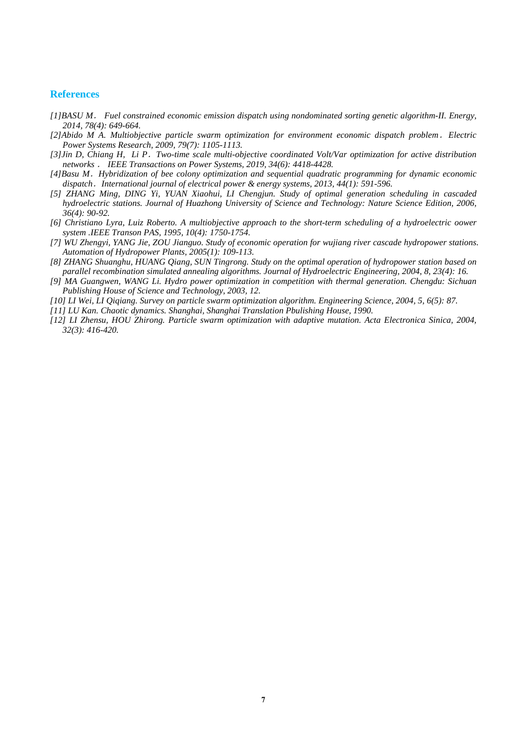## References

*[1]BASU M．Fuel constrained economic emission dispatch using nondominated sorting genetic algorithm-II. Energy, 2014, 78(4): 649-664.*

*[2]Abido M A. Multiobjective particle swarm optimization for environment economic dispatch problem．Electric Power Systems Research, 2009, 79(7): 1105-1113.*

*[3]Jin D, Chiang H, Li P．Two-time scale multi-objective coordinated Volt/Var optimization for active distribution networks． IEEE Transactions on Power Systems, 2019, 34(6): 4418-4428.*

*[4]Basu M．Hybridization of bee colony optimization and sequential quadratic programming for dynamic economic dispatch．International journal of electrical power & energy systems, 2013, 44(1): 591-596.*

*[5] ZHANG Ming, DING Yi, YUAN Xiaohui, LI Chengjun. Study of optimal generation scheduling in cascaded hydroelectric stations. Journal of Huazhong University of Science and Technology: Nature Science Edition, 2006, 36(4): 90-92.*

*[6] Christiano Lyra, Luiz Roberto. A multiobjective approach to the short-term scheduling of a hydroelectric oower system .IEEE Transon PAS, 1995, 10(4): 1750-1754.*

*[7] WU Zhengyi, YANG Jie, ZOU Jianguo. Study of economic operation for wujiang river cascade hydropower stations. Automation of Hydropower Plants, 2005(1): 109-113.*

*[8] ZHANG Shuanghu, HUANG Qiang, SUN Tingrong. Study on the optimal operation of hydropower station based on parallel recombination simulated annealing algorithms. Journal of Hydroelectric Engineering, 2004, 8, 23(4): 16.*

*[9] MA Guangwen, WANG Li. Hydro power optimization in competition with thermal generation. Chengdu: Sichuan Publishing House of Science and Technology, 2003, 12.*

*[10] LI Wei, LI Qiqiang. Survey on particle swarm optimization algorithm. Engineering Science, 2004, 5, 6(5): 87.*

*[11] LU Kan. Chaotic dynamics. Shanghai, Shanghai Translation Pbulishing House, 1990.*

*[12] LI Zhensu, HOU Zhirong. Particle swarm optimization with adaptive mutation. Acta Electronica Sinica, 2004, 32(3): 416-420.*